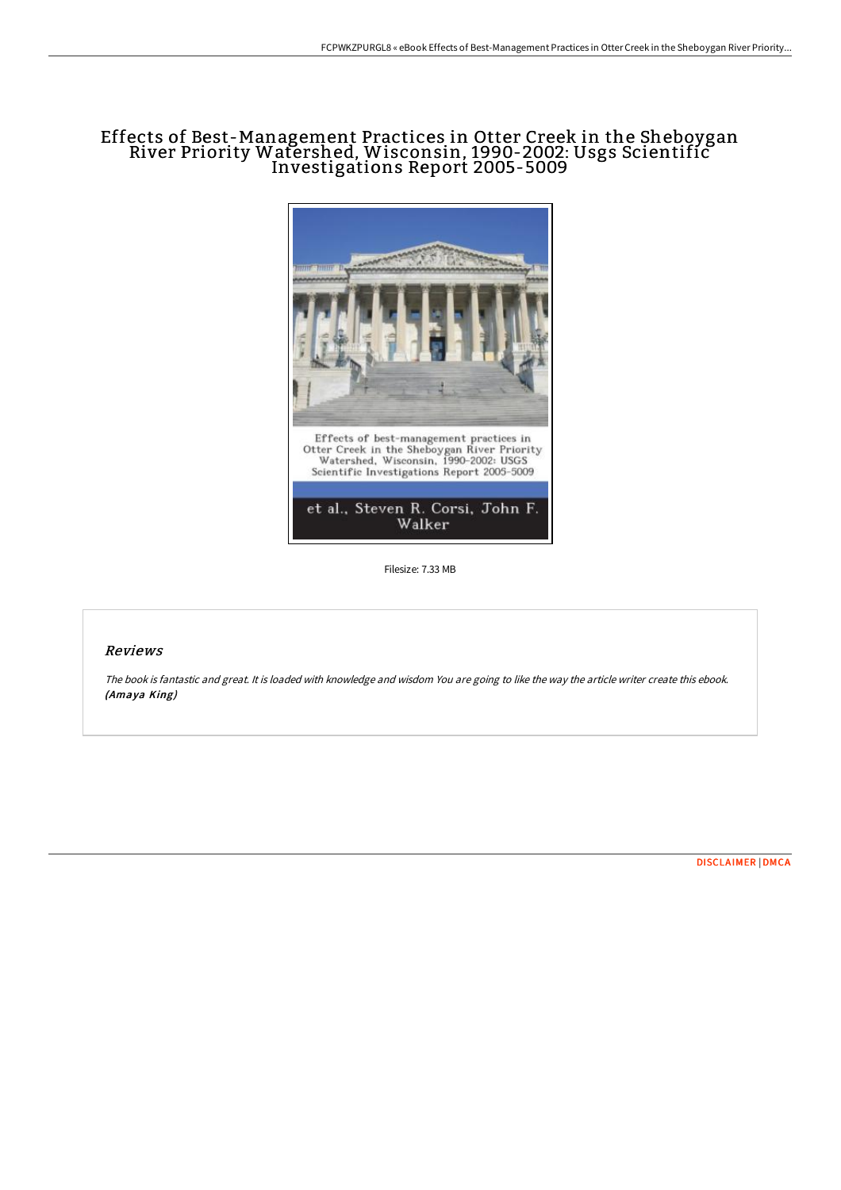# Effects of Best-Management Practices in Otter Creek in the Sheboygan River Priority Watershed, Wisconsin, 1990-2002: Usgs Scientific Investigations Report 2005-5009

Effects of best-management practices in Otter Creek in the Sheboygan River Priority Watershed, Wisconsin, 1990-2002: USGS Scientific Investigations Report 2005-5009

et al., Steven R. Corsi, John F. Walker

Filesize: 7.33 MB

## *Reviews*

*The book is fantastic and great. It is loaded with knowledge and wisdom You are going to like the way the article writer create this ebook.* ***(Amaya King)***

DISCLAIMER | DMCA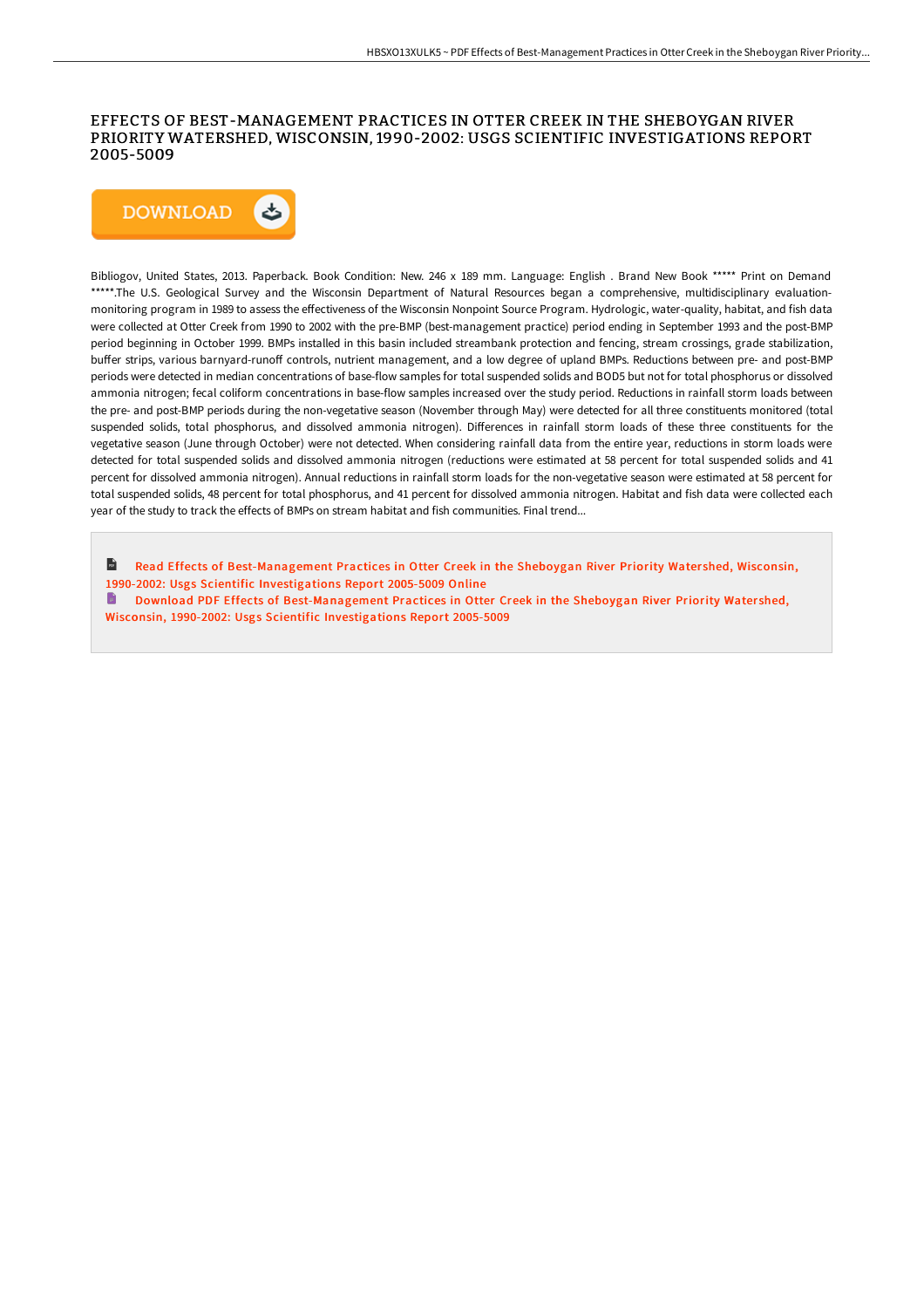# EFFECTS OF BEST-MANAGEMENT PRACTICES IN OTTER CREEK IN THE SHEBOYGAN RIVER PRIORITY WATERSHED, WISCONSIN, 1990-2002: USGS SCIENTIFIC INVESTIGATIONS REPORT 2005-5009

DOWNLOAD

Bibliogov, United States, 2013. Paperback. Book Condition: New. 246 x 189 mm. Language: English . Brand New Book ***** Print on Demand *****.The U.S. Geological Survey and the Wisconsin Department of Natural Resources began a comprehensive, multidisciplinary evaluation-monitoring program in 1989 to assess the effectiveness of the Wisconsin Nonpoint Source Program. Hydrologic, water-quality, habitat, and fish data were collected at Otter Creek from 1990 to 2002 with the pre-BMP (best-management practice) period ending in September 1993 and the post-BMP period beginning in October 1999. BMPs installed in this basin included streambank protection and fencing, stream crossings, grade stabilization, buffer strips, various barnyard-runoff controls, nutrient management, and a low degree of upland BMPs. Reductions between pre- and post-BMP periods were detected in median concentrations of base-flow samples for total suspended solids and BOD5 but not for total phosphorus or dissolved ammonia nitrogen; fecal coliform concentrations in base-flow samples increased over the study period. Reductions in rainfall storm loads between the pre- and post-BMP periods during the non-vegetative season (November through May) were detected for all three constituents monitored (total suspended solids, total phosphorus, and dissolved ammonia nitrogen). Differences in rainfall storm loads of these three constituents for the vegetative season (June through October) were not detected. When considering rainfall data from the entire year, reductions in storm loads were detected for total suspended solids and dissolved ammonia nitrogen (reductions were estimated at 58 percent for total suspended solids and 41 percent for dissolved ammonia nitrogen). Annual reductions in rainfall storm loads for the non-vegetative season were estimated at 58 percent for total suspended solids, 48 percent for total phosphorus, and 41 percent for dissolved ammonia nitrogen. Habitat and fish data were collected each year of the study to track the effects of BMPs on stream habitat and fish communities. Final trend...

Read Effects of Best-Management Practices in Otter Creek in the Sheboygan River Priority Watershed, Wisconsin, 1990-2002: Usgs Scientific Investigations Report 2005-5009 Online

Download PDF Effects of Best-Management Practices in Otter Creek in the Sheboygan River Priority Watershed, Wisconsin, 1990-2002: Usgs Scientific Investigations Report 2005-5009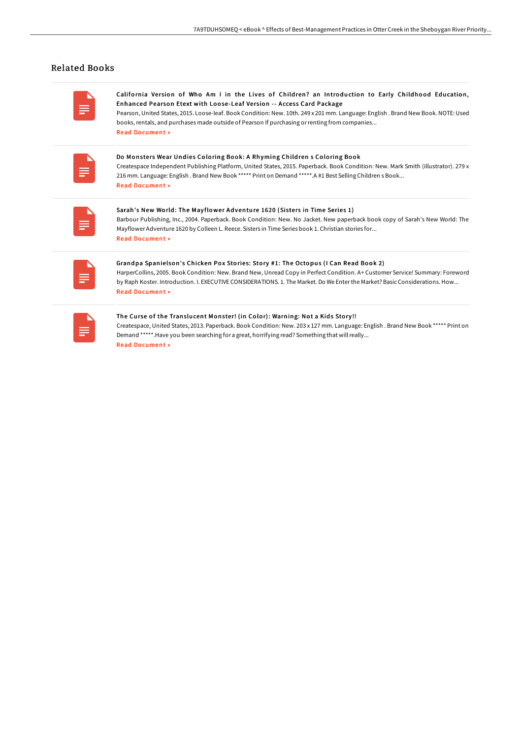## Related Books

**California Version of Who Am I in the Lives of Children? an Introduction to Early Childhood Education, Enhanced Pearson Etext with Loose-Leaf Version -- Access Card Package**

Pearson, United States, 2015. Loose-leaf. Book Condition: New. 10th. 249 x 201 mm. Language: English . Brand New Book. NOTE: Used books, rentals, and purchases made outside of Pearson If purchasing or renting from companies...

Read Document »

**Do Monsters Wear Undies Coloring Book: A Rhyming Children s Coloring Book**

Createspace Independent Publishing Platform, United States, 2015. Paperback. Book Condition: New. Mark Smith (illustrator). 279 x 216 mm. Language: English . Brand New Book ***** Print on Demand *****.A #1 Best Selling Children s Book...

Read Document »

**Sarah's New World: The Mayflower Adventure 1620 (Sisters in Time Series 1)**

Barbour Publishing, Inc., 2004. Paperback. Book Condition: New. No Jacket. New paperback book copy of Sarah's New World: The Mayflower Adventure 1620 by Colleen L. Reece. Sisters in Time Series book 1. Christian stories for...

Read Document »

**Grandpa Spanielson's Chicken Pox Stories: Story #1: The Octopus (I Can Read Book 2)**

HarperCollins, 2005. Book Condition: New. Brand New, Unread Copy in Perfect Condition. A+ Customer Service! Summary: Foreword by Raph Koster. Introduction. I. EXECUTIVE CONSIDERATIONS. 1. The Market. Do We Enter the Market? Basic Considerations. How...

Read Document »

**The Curse of the Translucent Monster! (in Color): Warning: Not a Kids Story!!**

Createspace, United States, 2013. Paperback. Book Condition: New. 203 x 127 mm. Language: English . Brand New Book ***** Print on Demand *****.Have you been searching for a great, horrifying read? Something that will really...

Read Document »